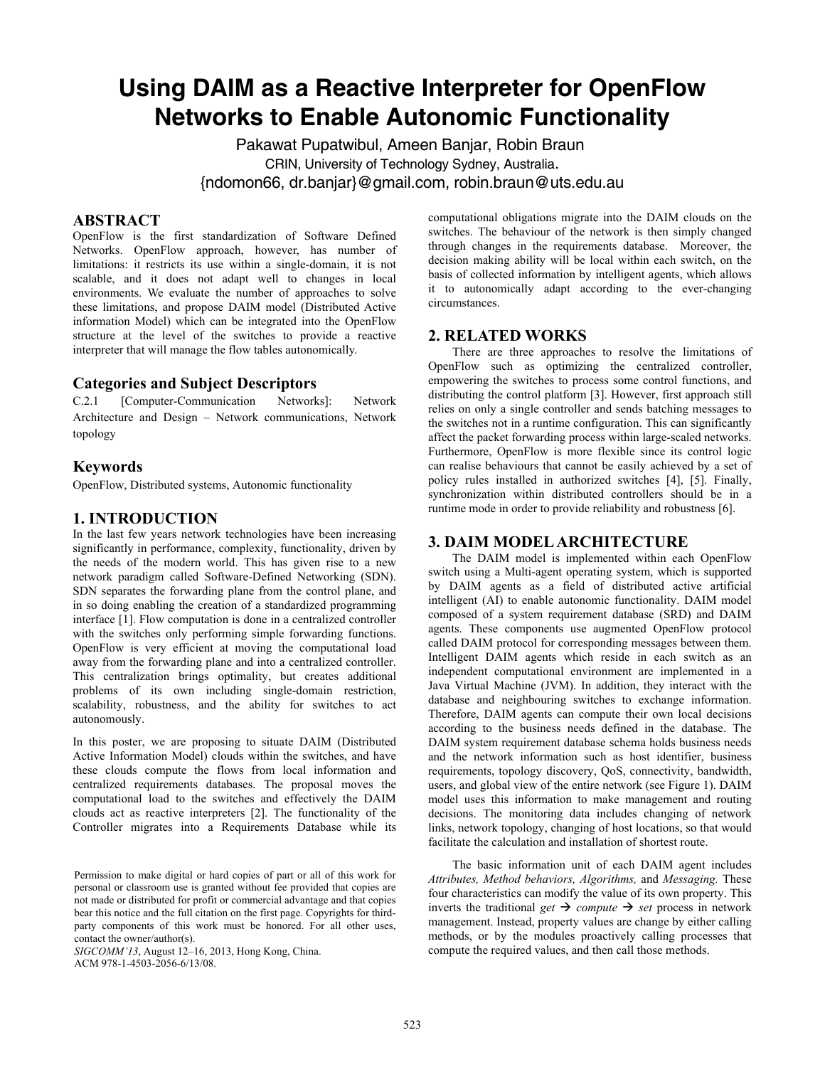# Using DAIM as a Reactive Interpreter for OpenFlow Networks to Enable Autonomic Functionality

Pakawat Pupatwibul, Ameen Banjar, Robin Braun
CRIN, University of Technology Sydney, Australia.
{ndomon66, dr.banjar}@gmail.com, robin.braun@uts.edu.au

## ABSTRACT

OpenFlow is the first standardization of Software Defined Networks. OpenFlow approach, however, has number of limitations: it restricts its use within a single-domain, it is not scalable, and it does not adapt well to changes in local environments. We evaluate the number of approaches to solve these limitations, and propose DAIM model (Distributed Active information Model) which can be integrated into the OpenFlow structure at the level of the switches to provide a reactive interpreter that will manage the flow tables autonomically.

## Categories and Subject Descriptors

C.2.1 [Computer-Communication Networks]: Network Architecture and Design – Network communications, Network topology

## Keywords

OpenFlow, Distributed systems, Autonomic functionality

## 1. INTRODUCTION

In the last few years network technologies have been increasing significantly in performance, complexity, functionality, driven by the needs of the modern world. This has given rise to a new network paradigm called Software-Defined Networking (SDN). SDN separates the forwarding plane from the control plane, and in so doing enabling the creation of a standardized programming interface [1]. Flow computation is done in a centralized controller with the switches only performing simple forwarding functions. OpenFlow is very efficient at moving the computational load away from the forwarding plane and into a centralized controller. This centralization brings optimality, but creates additional problems of its own including single-domain restriction, scalability, robustness, and the ability for switches to act autonomously.

In this poster, we are proposing to situate DAIM (Distributed Active Information Model) clouds within the switches, and have these clouds compute the flows from local information and centralized requirements databases. The proposal moves the computational load to the switches and effectively the DAIM clouds act as reactive interpreters [2]. The functionality of the Controller migrates into a Requirements Database while its computational obligations migrate into the DAIM clouds on the switches. The behaviour of the network is then simply changed through changes in the requirements database. Moreover, the decision making ability will be local within each switch, on the basis of collected information by intelligent agents, which allows it to autonomically adapt according to the ever-changing circumstances.

Permission to make digital or hard copies of part or all of this work for personal or classroom use is granted without fee provided that copies are not made or distributed for profit or commercial advantage and that copies bear this notice and the full citation on the first page. Copyrights for third-party components of this work must be honored. For all other uses, contact the owner/author(s).
*SIGCOMM'13*, August 12–16, 2013, Hong Kong, China.
ACM 978-1-4503-2056-6/13/08.

## 2. RELATED WORKS

There are three approaches to resolve the limitations of OpenFlow such as optimizing the centralized controller, empowering the switches to process some control functions, and distributing the control platform [3]. However, first approach still relies on only a single controller and sends batching messages to the switches not in a runtime configuration. This can significantly affect the packet forwarding process within large-scaled networks. Furthermore, OpenFlow is more flexible since its control logic can realise behaviours that cannot be easily achieved by a set of policy rules installed in authorized switches [4], [5]. Finally, synchronization within distributed controllers should be in a runtime mode in order to provide reliability and robustness [6].

## 3. DAIM MODEL ARCHITECTURE

The DAIM model is implemented within each OpenFlow switch using a Multi-agent operating system, which is supported by DAIM agents as a field of distributed active artificial intelligent (AI) to enable autonomic functionality. DAIM model composed of a system requirement database (SRD) and DAIM agents. These components use augmented OpenFlow protocol called DAIM protocol for corresponding messages between them. Intelligent DAIM agents which reside in each switch as an independent computational environment are implemented in a Java Virtual Machine (JVM). In addition, they interact with the database and neighbouring switches to exchange information. Therefore, DAIM agents can compute their own local decisions according to the business needs defined in the database. The DAIM system requirement database schema holds business needs and the network information such as host identifier, business requirements, topology discovery, QoS, connectivity, bandwidth, users, and global view of the entire network (see Figure 1). DAIM model uses this information to make management and routing decisions. The monitoring data includes changing of network links, network topology, changing of host locations, so that would facilitate the calculation and installation of shortest route.

The basic information unit of each DAIM agent includes *Attributes, Method behaviors, Algorithms,* and *Messaging.* These four characteristics can modify the value of its own property. This inverts the traditional *get* → *compute* → *set* process in network management. Instead, property values are change by either calling methods, or by the modules proactively calling processes that compute the required values, and then call those methods.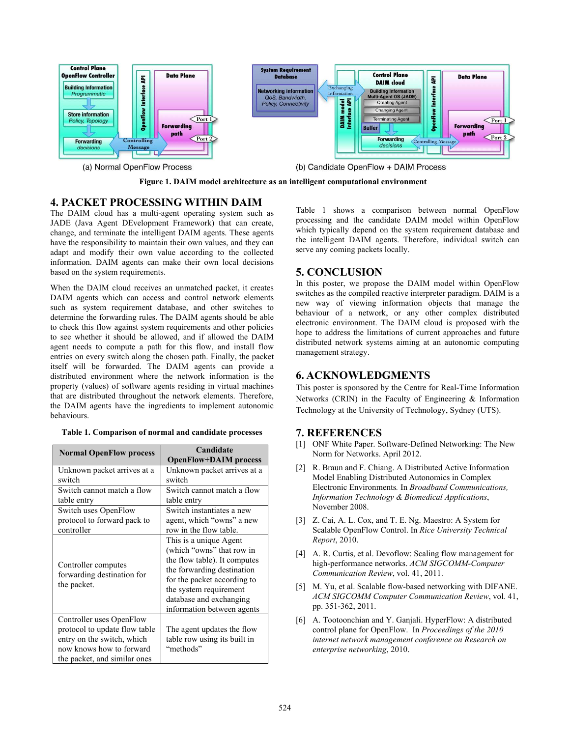Control Plane
OpenFlow Controller
Building Information
Programmatic
Store information
Policy, Topology
Forwarding
decisions
OpenFlow Interface API
Controlling
Message
Data Plane
Forwarding
path
Port 1
Port 2

(a) Normal OpenFlow Process

System Requirement
Database
Networking information
QoS, Bandwidth,
Policy, Connectivity
Exchanging
Information
DAIM model
Interface API
Control Plane
DAIM cloud
Building Information
Multi-Agent OS (JADE)
Creating Agent
Changing Agent
Terminating Agent
Buffer
Forwarding
decisions
Controlling Message
OpenFlow Interface API
Data Plane
Forwarding
path
Port 1
Port 2

(b) Candidate OpenFlow + DAIM Process

**Figure 1. DAIM model architecture as an intelligent computational environment**

# 4. PACKET PROCESSING WITHIN DAIM

The DAIM cloud has a multi-agent operating system such as JADE (Java Agent DEvelopment Framework) that can create, change, and terminate the intelligent DAIM agents. These agents have the responsibility to maintain their own values, and they can adapt and modify their own value according to the collected information. DAIM agents can make their own local decisions based on the system requirements.

When the DAIM cloud receives an unmatched packet, it creates DAIM agents which can access and control network elements such as system requirement database, and other switches to determine the forwarding rules. The DAIM agents should be able to check this flow against system requirements and other policies to see whether it should be allowed, and if allowed the DAIM agent needs to compute a path for this flow, and install flow entries on every switch along the chosen path. Finally, the packet itself will be forwarded. The DAIM agents can provide a distributed environment where the network information is the property (values) of software agents residing in virtual machines that are distributed throughout the network elements. Therefore, the DAIM agents have the ingredients to implement autonomic behaviours.

**Table 1. Comparison of normal and candidate processes**

| Normal OpenFlow process | Candidate OpenFlow+DAIM process |
|---|---|
| Unknown packet arrives at a switch | Unknown packet arrives at a switch |
| Switch cannot match a flow table entry | Switch cannot match a flow table entry |
| Switch uses OpenFlow protocol to forward pack to controller | Switch instantiates a new agent, which "owns" a new row in the flow table. |
| Controller computes forwarding destination for the packet. | This is a unique Agent (which "owns" that row in the flow table). It computes the forwarding destination for the packet according to the system requirement database and exchanging information between agents |
| Controller uses OpenFlow protocol to update flow table entry on the switch, which now knows how to forward the packet, and similar ones | The agent updates the flow table row using its built in "methods" |

Table 1 shows a comparison between normal OpenFlow processing and the candidate DAIM model within OpenFlow which typically depend on the system requirement database and the intelligent DAIM agents. Therefore, individual switch can serve any coming packets locally.

# 5. CONCLUSION

In this poster, we propose the DAIM model within OpenFlow switches as the compiled reactive interpreter paradigm. DAIM is a new way of viewing information objects that manage the behaviour of a network, or any other complex distributed electronic environment. The DAIM cloud is proposed with the hope to address the limitations of current approaches and future distributed network systems aiming at an autonomic computing management strategy.

# 6. ACKNOWLEDGMENTS

This poster is sponsored by the Centre for Real-Time Information Networks (CRIN) in the Faculty of Engineering & Information Technology at the University of Technology, Sydney (UTS).

# 7. REFERENCES

[1] ONF White Paper. Software-Defined Networking: The New Norm for Networks. April 2012.

[2] R. Braun and F. Chiang. A Distributed Active Information Model Enabling Distributed Autonomics in Complex Electronic Environments. In *Broadband Communications, Information Technology & Biomedical Applications*, November 2008.

[3] Z. Cai, A. L. Cox, and T. E. Ng. Maestro: A System for Scalable OpenFlow Control. In *Rice University Technical Report*, 2010.

[4] A. R. Curtis, et al. Devoflow: Scaling flow management for high-performance networks. *ACM SIGCOMM-Computer Communication Review*, vol. 41, 2011.

[5] M. Yu, et al. Scalable flow-based networking with DIFANE. *ACM SIGCOMM Computer Communication Review*, vol. 41, pp. 351-362, 2011.

[6] A. Tootoonchian and Y. Ganjali. HyperFlow: A distributed control plane for OpenFlow. In *Proceedings of the 2010 internet network management conference on Research on enterprise networking*, 2010.